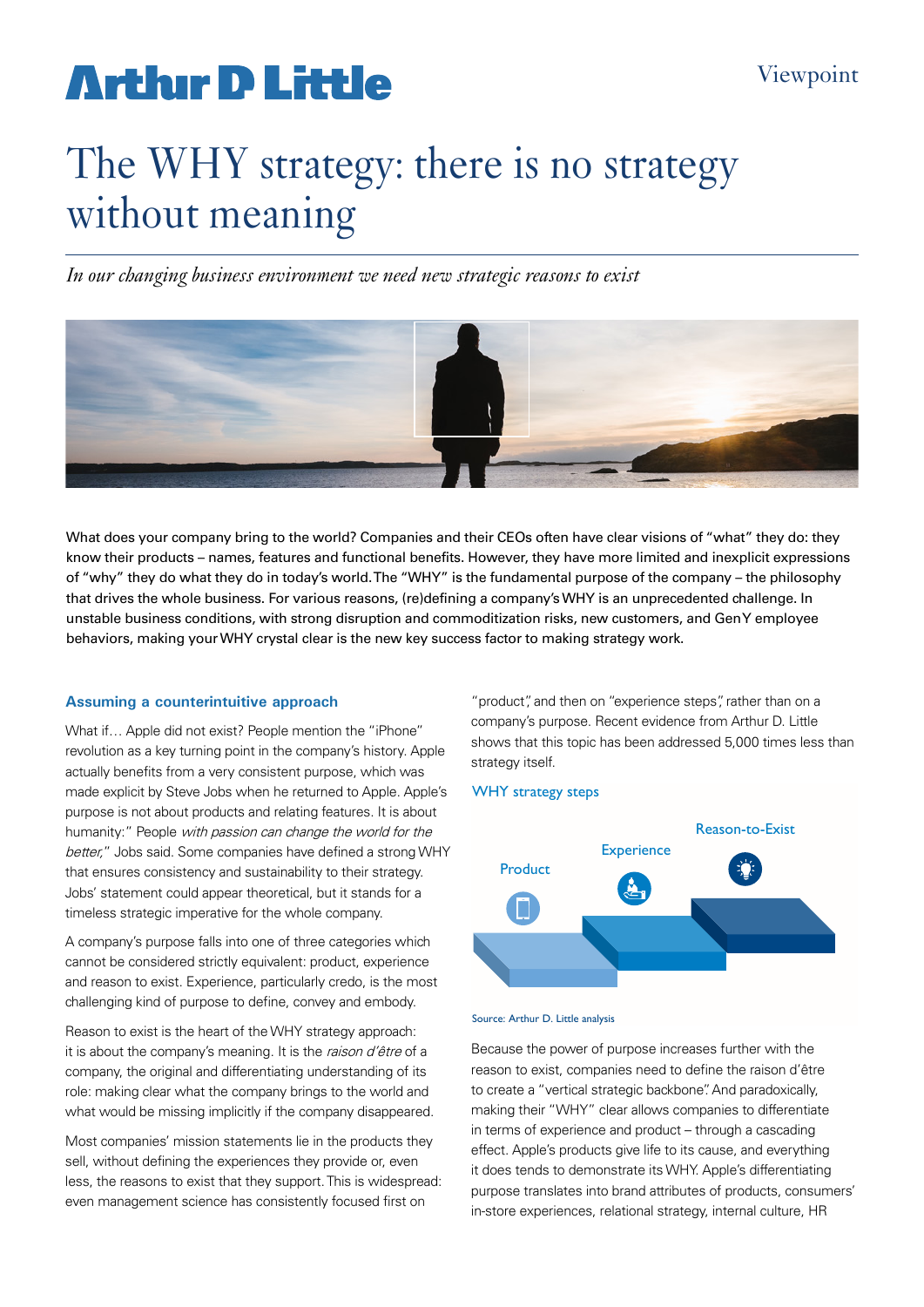Arthur D Little

Viewpoint

# The WHY strategy: there is no strategy without meaning

*In our changing business environment we need new strategic reasons to exist*

What does your company bring to the world? Companies and their CEOs often have clear visions of "what" they do: they know their products – names, features and functional benefits. However, they have more limited and inexplicit expressions of "why" they do what they do in today's world. The "WHY" is the fundamental purpose of the company – the philosophy that drives the whole business. For various reasons, (re)defining a company's WHY is an unprecedented challenge. In unstable business conditions, with strong disruption and commoditization risks, new customers, and GenY employee behaviors, making your WHY crystal clear is the new key success factor to making strategy work.

## Assuming a counterintuitive approach

What if… Apple did not exist? People mention the "iPhone" revolution as a key turning point in the company's history. Apple actually benefits from a very consistent purpose, which was made explicit by Steve Jobs when he returned to Apple. Apple's purpose is not about products and relating features. It is about humanity:" People *with passion can change the world for the better,*" Jobs said. Some companies have defined a strong WHY that ensures consistency and sustainability to their strategy. Jobs' statement could appear theoretical, but it stands for a timeless strategic imperative for the whole company.

A company's purpose falls into one of three categories which cannot be considered strictly equivalent: product, experience and reason to exist. Experience, particularly credo, is the most challenging kind of purpose to define, convey and embody.

Reason to exist is the heart of the WHY strategy approach: it is about the company's meaning. It is the *raison d'être* of a company, the original and differentiating understanding of its role: making clear what the company brings to the world and what would be missing implicitly if the company disappeared.

Most companies' mission statements lie in the products they sell, without defining the experiences they provide or, even less, the reasons to exist that they support. This is widespread: even management science has consistently focused first on "product", and then on "experience steps", rather than on a company's purpose. Recent evidence from Arthur D. Little shows that this topic has been addressed 5,000 times less than strategy itself.

WHY strategy steps

Product — Experience — Reason-to-Exist

Source: Arthur D. Little analysis

Because the power of purpose increases further with the reason to exist, companies need to define the raison d'être to create a "vertical strategic backbone". And paradoxically, making their "WHY" clear allows companies to differentiate in terms of experience and product – through a cascading effect. Apple's products give life to its cause, and everything it does tends to demonstrate its WHY. Apple's differentiating purpose translates into brand attributes of products, consumers' in-store experiences, relational strategy, internal culture, HR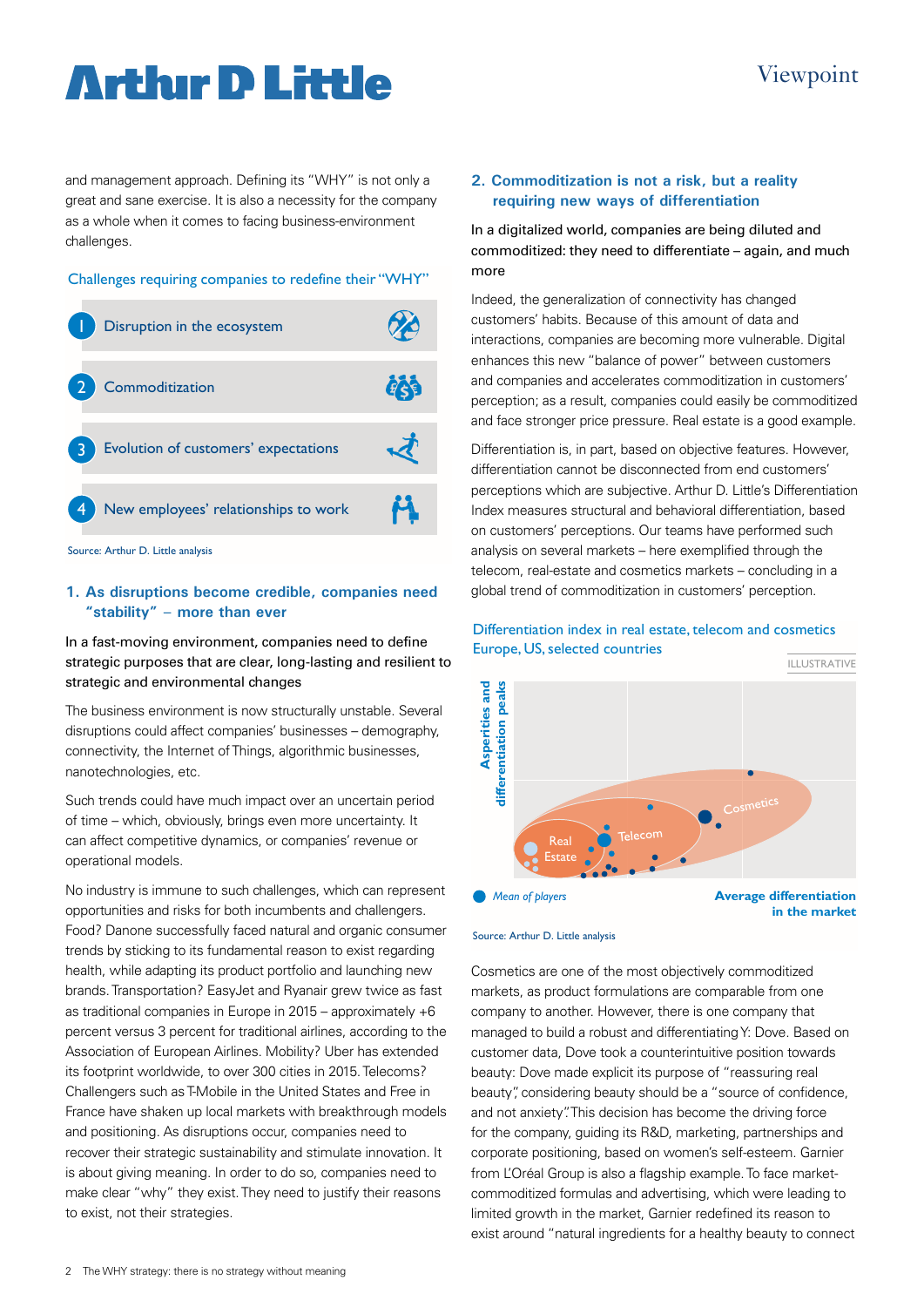and management approach. Defining its "WHY" is not only a great and sane exercise. It is also a necessity for the company as a whole when it comes to facing business-environment challenges.

**Challenges requiring companies to redefine their "WHY"**

1. Disruption in the ecosystem
2. Commoditization
3. Evolution of customers' expectations
4. New employees' relationships to work

Source: Arthur D. Little analysis

## 1. As disruptions become credible, companies need "stability" – more than ever

In a fast-moving environment, companies need to define strategic purposes that are clear, long-lasting and resilient to strategic and environmental changes

The business environment is now structurally unstable. Several disruptions could affect companies' businesses – demography, connectivity, the Internet of Things, algorithmic businesses, nanotechnologies, etc.

Such trends could have much impact over an uncertain period of time – which, obviously, brings even more uncertainty. It can affect competitive dynamics, or companies' revenue or operational models.

No industry is immune to such challenges, which can represent opportunities and risks for both incumbents and challengers. Food? Danone successfully faced natural and organic consumer trends by sticking to its fundamental reason to exist regarding health, while adapting its product portfolio and launching new brands. Transportation? EasyJet and Ryanair grew twice as fast as traditional companies in Europe in 2015 – approximately +6 percent versus 3 percent for traditional airlines, according to the Association of European Airlines. Mobility? Uber has extended its footprint worldwide, to over 300 cities in 2015. Telecoms? Challengers such as T-Mobile in the United States and Free in France have shaken up local markets with breakthrough models and positioning. As disruptions occur, companies need to recover their strategic sustainability and stimulate innovation. It is about giving meaning. In order to do so, companies need to make clear "why" they exist. They need to justify their reasons to exist, not their strategies.

## 2. Commoditization is not a risk, but a reality requiring new ways of differentiation

In a digitalized world, companies are being diluted and commoditized: they need to differentiate – again, and much more

Indeed, the generalization of connectivity has changed customers' habits. Because of this amount of data and interactions, companies are becoming more vulnerable. Digital enhances this new "balance of power" between customers and companies and accelerates commoditization in customers' perception; as a result, companies could easily be commoditized and face stronger price pressure. Real estate is a good example.

Differentiation is, in part, based on objective features. However, differentiation cannot be disconnected from end customers' perceptions which are subjective. Arthur D. Little's Differentiation Index measures structural and behavioral differentiation, based on customers' perceptions. Our teams have performed such analysis on several markets – here exemplified through the telecom, real-estate and cosmetics markets – concluding in a global trend of commoditization in customers' perception.

**Differentiation index in real estate, telecom and cosmetics**
**Europe, US, selected countries**

ILLUSTRATIVE

(Chart: y-axis "Asperities and differentiation peaks"; x-axis "Average differentiation in the market"; clusters labeled Real Estate, Telecom, Cosmetics; legend: Mean of players)

Source: Arthur D. Little analysis

Cosmetics are one of the most objectively commoditized markets, as product formulations are comparable from one company to another. However, there is one company that managed to build a robust and differentiating Y: Dove. Based on customer data, Dove took a counterintuitive position towards beauty: Dove made explicit its purpose of "reassuring real beauty", considering beauty should be a "source of confidence, and not anxiety". This decision has become the driving force for the company, guiding its R&D, marketing, partnerships and corporate positioning, based on women's self-esteem. Garnier from L'Oréal Group is also a flagship example. To face market-commoditized formulas and advertising, which were leading to limited growth in the market, Garnier redefined its reason to exist around "natural ingredients for a healthy beauty to connect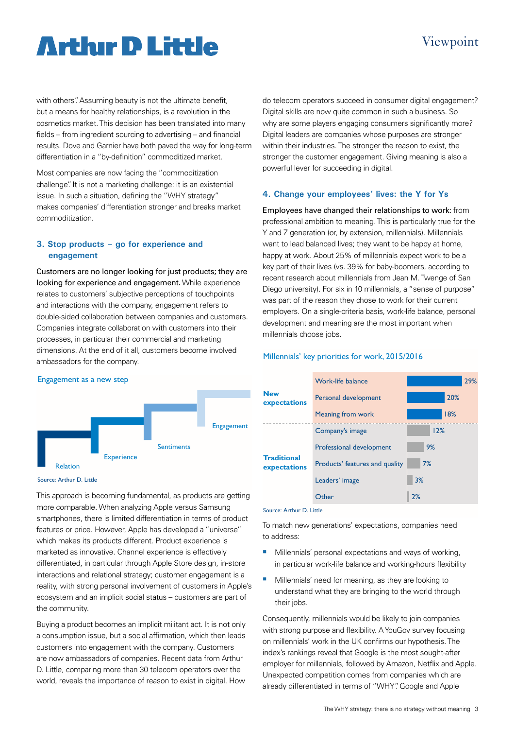with others". Assuming beauty is not the ultimate benefit, but a means for healthy relationships, is a revolution in the cosmetics market. This decision has been translated into many fields – from ingredient sourcing to advertising – and financial results. Dove and Garnier have both paved the way for long-term differentiation in a "by-definition" commoditized market.

Most companies are now facing the "commoditization challenge". It is not a marketing challenge: it is an existential issue. In such a situation, defining the "WHY strategy" makes companies' differentiation stronger and breaks market commoditization.

## 3. Stop products – go for experience and engagement

**Customers are no longer looking for just products; they are looking for experience and engagement.** While experience relates to customers' subjective perceptions of touchpoints and interactions with the company, engagement refers to double-sided collaboration between companies and customers. Companies integrate collaboration with customers into their processes, in particular their commercial and marketing dimensions. At the end of it all, customers become involved ambassadors for the company.

**Engagement as a new step**

Relation → Experience → Sentiments → Engagement

Source: Arthur D. Little

This approach is becoming fundamental, as products are getting more comparable. When analyzing Apple versus Samsung smartphones, there is limited differentiation in terms of product features or price. However, Apple has developed a "universe" which makes its products different. Product experience is marketed as innovative. Channel experience is effectively differentiated, in particular through Apple Store design, in-store interactions and relational strategy; customer engagement is a reality, with strong personal involvement of customers in Apple's ecosystem and an implicit social status – customers are part of the community.

Buying a product becomes an implicit militant act. It is not only a consumption issue, but a social affirmation, which then leads customers into engagement with the company. Customers are now ambassadors of companies. Recent data from Arthur D. Little, comparing more than 30 telecom operators over the world, reveals the importance of reason to exist in digital. How do telecom operators succeed in consumer digital engagement? Digital skills are now quite common in such a business. So why are some players engaging consumers significantly more? Digital leaders are companies whose purposes are stronger within their industries. The stronger the reason to exist, the stronger the customer engagement. Giving meaning is also a powerful lever for succeeding in digital.

## 4. Change your employees' lives: the Y for Ys

**Employees have changed their relationships to work:** from professional ambition to meaning. This is particularly true for the Y and Z generation (or, by extension, millennials). Millennials want to lead balanced lives; they want to be happy at home, happy at work. About 25% of millennials expect work to be a key part of their lives (vs. 39% for baby-boomers, according to recent research about millennials from Jean M. Twenge of San Diego university). For six in 10 millennials, a "sense of purpose" was part of the reason they chose to work for their current employers. On a single-criteria basis, work-life balance, personal development and meaning are the most important when millennials choose jobs.

**Millennials' key priorities for work, 2015/2016**

| Category | Priority | Share |
|---|---|---|
| New expectations | Work-life balance | 29% |
| | Personal development | 20% |
| | Meaning from work | 18% |
| Traditional expectations | Company's image | 12% |
| | Professional development | 9% |
| | Products' features and quality | 7% |
| | Leaders' image | 3% |
| | Other | 2% |

Source: Arthur D. Little

To match new generations' expectations, companies need to address:

- Millennials' personal expectations and ways of working, in particular work-life balance and working-hours flexibility
- Millennials' need for meaning, as they are looking to understand what they are bringing to the world through their jobs.

Consequently, millennials would be likely to join companies with strong purpose and flexibility. A YouGov survey focusing on millennials' work in the UK confirms our hypothesis. The index's rankings reveal that Google is the most sought-after employer for millennials, followed by Amazon, Netflix and Apple. Unexpected competition comes from companies which are already differentiated in terms of "WHY". Google and Apple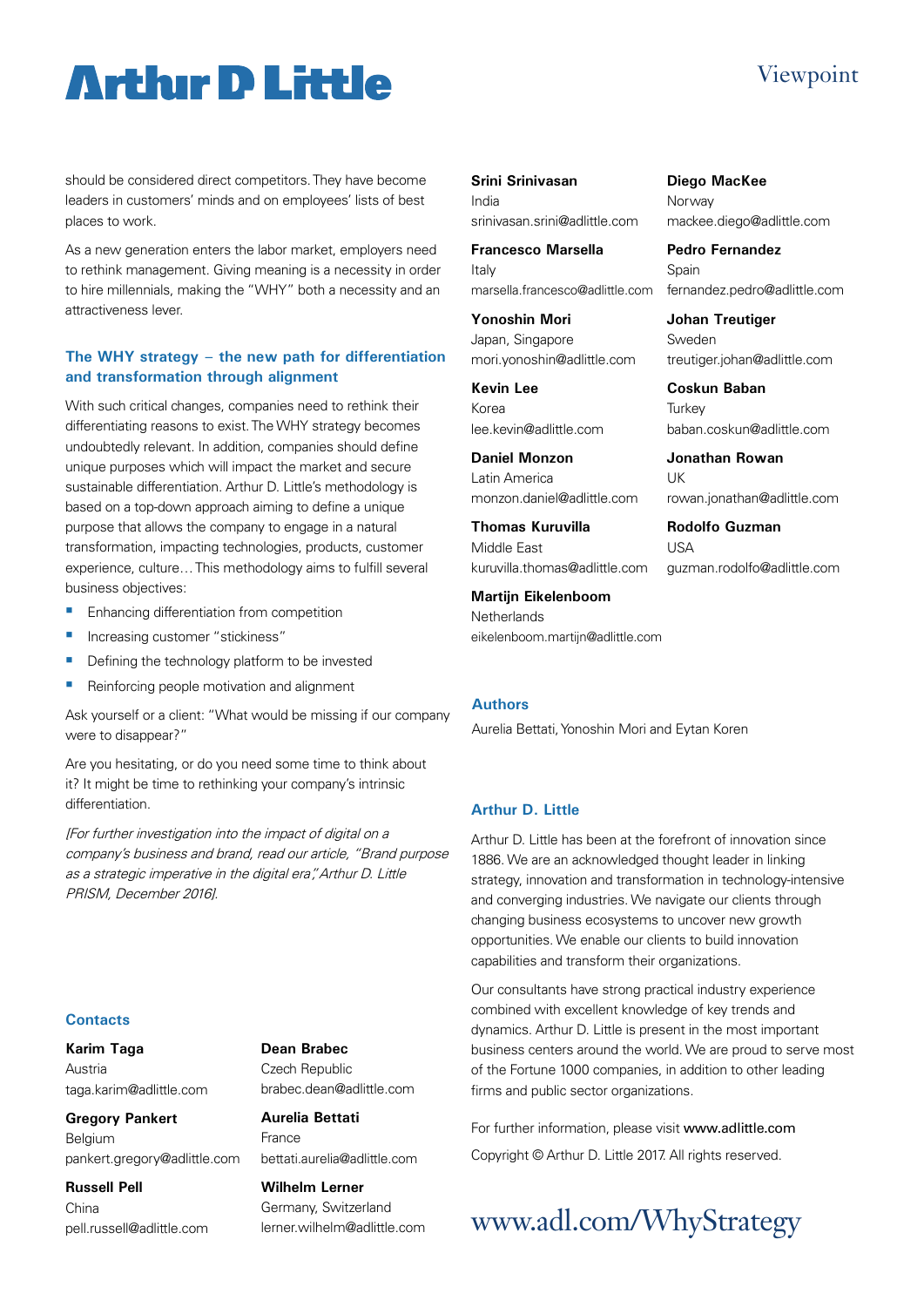should be considered direct competitors. They have become leaders in customers' minds and on employees' lists of best places to work.

As a new generation enters the labor market, employers need to rethink management. Giving meaning is a necessity in order to hire millennials, making the "WHY" both a necessity and an attractiveness lever.

### The WHY strategy – the new path for differentiation and transformation through alignment

With such critical changes, companies need to rethink their differentiating reasons to exist. The WHY strategy becomes undoubtedly relevant. In addition, companies should define unique purposes which will impact the market and secure sustainable differentiation. Arthur D. Little's methodology is based on a top-down approach aiming to define a unique purpose that allows the company to engage in a natural transformation, impacting technologies, products, customer experience, culture… This methodology aims to fulfill several business objectives:

- Enhancing differentiation from competition
- Increasing customer "stickiness"
- Defining the technology platform to be invested
- Reinforcing people motivation and alignment

Ask yourself or a client: "What would be missing if our company were to disappear?"

Are you hesitating, or do you need some time to think about it? It might be time to rethinking your company's intrinsic differentiation.

*[For further investigation into the impact of digital on a company's business and brand, read our article, "Brand purpose as a strategic imperative in the digital era," Arthur D. Little PRISM, December 2016].*

### Contacts

**Karim Taga**
Austria
taga.karim@adlittle.com

**Gregory Pankert**
Belgium
pankert.gregory@adlittle.com

**Russell Pell**
China
pell.russell@adlittle.com

**Dean Brabec**
Czech Republic
brabec.dean@adlittle.com

**Aurelia Bettati**
France
bettati.aurelia@adlittle.com

**Wilhelm Lerner**
Germany, Switzerland
lerner.wilhelm@adlittle.com

**Srini Srinivasan**
India
srinivasan.srini@adlittle.com

**Francesco Marsella**
Italy
marsella.francesco@adlittle.com

**Yonoshin Mori**
Japan, Singapore
mori.yonoshin@adlittle.com

**Kevin Lee**
Korea
lee.kevin@adlittle.com

**Daniel Monzon**
Latin America
monzon.daniel@adlittle.com

**Thomas Kuruvilla**
Middle East
kuruvilla.thomas@adlittle.com

**Martijn Eikelenboom**
Netherlands
eikelenboom.martijn@adlittle.com

**Diego MacKee**
Norway
mackee.diego@adlittle.com

**Pedro Fernandez**
Spain
fernandez.pedro@adlittle.com

**Johan Treutiger**
Sweden
treutiger.johan@adlittle.com

**Coskun Baban**
Turkey
baban.coskun@adlittle.com

**Jonathan Rowan**
UK
rowan.jonathan@adlittle.com

**Rodolfo Guzman**
USA
guzman.rodolfo@adlittle.com

### Authors

Aurelia Bettati, Yonoshin Mori and Eytan Koren

### Arthur D. Little

Arthur D. Little has been at the forefront of innovation since 1886. We are an acknowledged thought leader in linking strategy, innovation and transformation in technology-intensive and converging industries. We navigate our clients through changing business ecosystems to uncover new growth opportunities. We enable our clients to build innovation capabilities and transform their organizations.

Our consultants have strong practical industry experience combined with excellent knowledge of key trends and dynamics. Arthur D. Little is present in the most important business centers around the world. We are proud to serve most of the Fortune 1000 companies, in addition to other leading firms and public sector organizations.

For further information, please visit **www.adlittle.com**

Copyright © Arthur D. Little 2017. All rights reserved.

www.adl.com/WhyStrategy